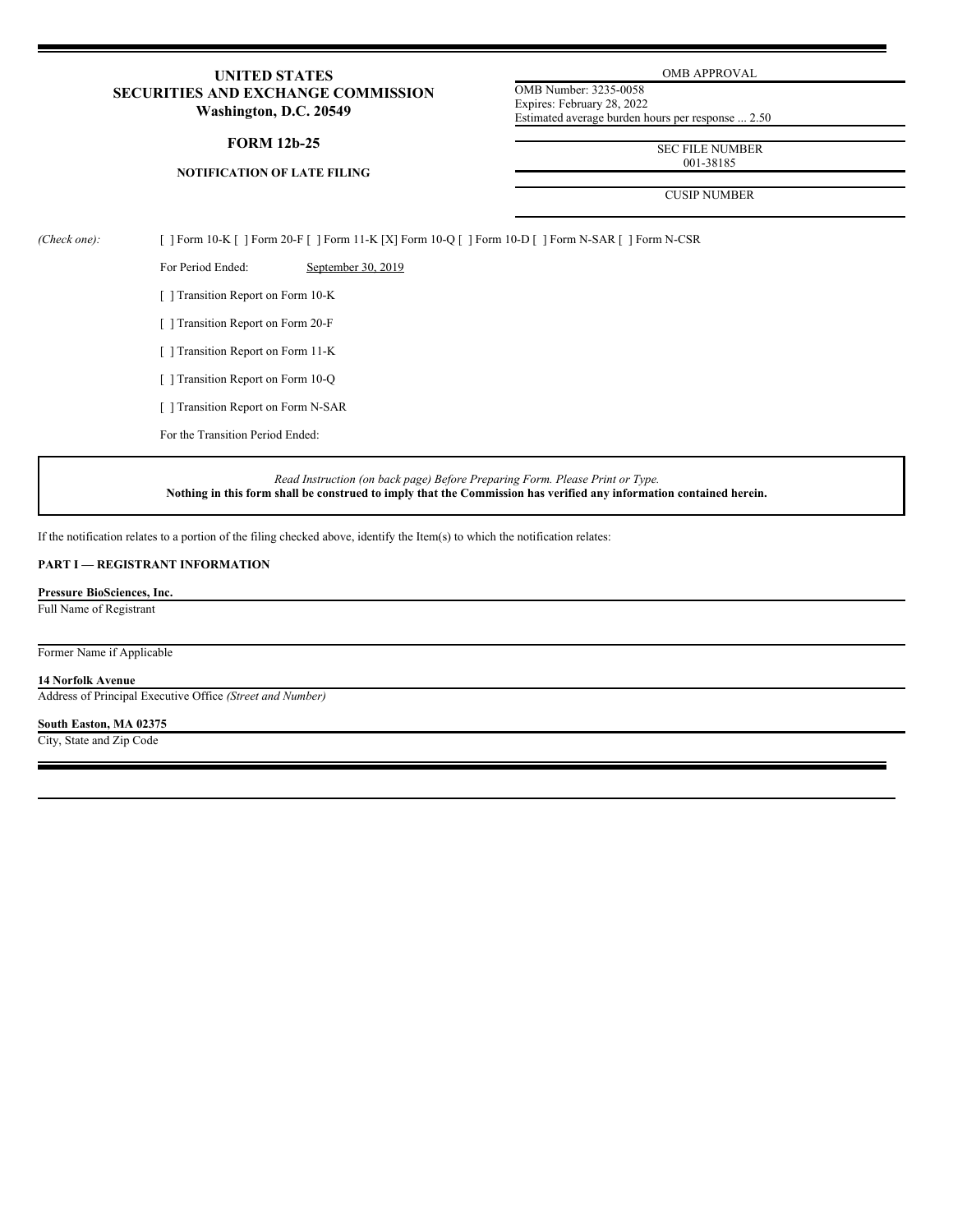# UNITED STATES
# SECURITIES AND EXCHANGE COMMISSION
**Washington, D.C. 20549**

## FORM 12b-25

**NOTIFICATION OF LATE FILING**

OMB APPROVAL

OMB Number: 3235-0058
Expires: February 28, 2022
Estimated average burden hours per response ... 2.50

SEC FILE NUMBER
001-38185

CUSIP NUMBER

*(Check one):* [ ] Form 10-K [ ] Form 20-F [ ] Form 11-K [X] Form 10-Q [ ] Form 10-D [ ] Form N-SAR [ ] Form N-CSR

For Period Ended: September 30, 2019

[ ] Transition Report on Form 10-K

[ ] Transition Report on Form 20-F

[ ] Transition Report on Form 11-K

[ ] Transition Report on Form 10-Q

[ ] Transition Report on Form N-SAR

For the Transition Period Ended:

*Read Instruction (on back page) Before Preparing Form. Please Print or Type.*
**Nothing in this form shall be construed to imply that the Commission has verified any information contained herein.**

If the notification relates to a portion of the filing checked above, identify the Item(s) to which the notification relates:

**PART I — REGISTRANT INFORMATION**

**Pressure BioSciences, Inc.**
Full Name of Registrant

Former Name if Applicable

**14 Norfolk Avenue**
Address of Principal Executive Office *(Street and Number)*

**South Easton, MA 02375**
City, State and Zip Code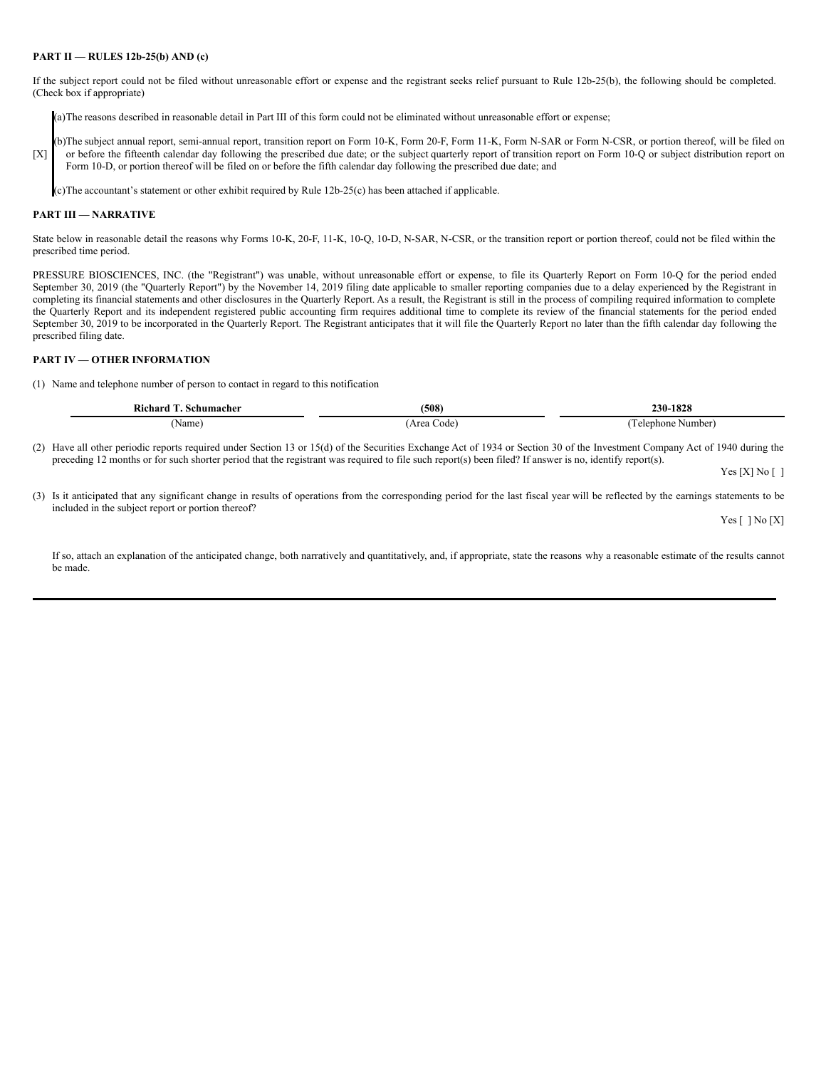**PART II — RULES 12b-25(b) AND (c)**

If the subject report could not be filed without unreasonable effort or expense and the registrant seeks relief pursuant to Rule 12b-25(b), the following should be completed. (Check box if appropriate)

[X]

(a) The reasons described in reasonable detail in Part III of this form could not be eliminated without unreasonable effort or expense;

(b) The subject annual report, semi-annual report, transition report on Form 10-K, Form 20-F, Form 11-K, Form N-SAR or Form N-CSR, or portion thereof, will be filed on or before the fifteenth calendar day following the prescribed due date; or the subject quarterly report of transition report on Form 10-Q or subject distribution report on Form 10-D, or portion thereof will be filed on or before the fifth calendar day following the prescribed due date; and

(c) The accountant's statement or other exhibit required by Rule 12b-25(c) has been attached if applicable.

**PART III — NARRATIVE**

State below in reasonable detail the reasons why Forms 10-K, 20-F, 11-K, 10-Q, 10-D, N-SAR, N-CSR, or the transition report or portion thereof, could not be filed within the prescribed time period.

PRESSURE BIOSCIENCES, INC. (the "Registrant") was unable, without unreasonable effort or expense, to file its Quarterly Report on Form 10-Q for the period ended September 30, 2019 (the "Quarterly Report") by the November 14, 2019 filing date applicable to smaller reporting companies due to a delay experienced by the Registrant in completing its financial statements and other disclosures in the Quarterly Report. As a result, the Registrant is still in the process of compiling required information to complete the Quarterly Report and its independent registered public accounting firm requires additional time to complete its review of the financial statements for the period ended September 30, 2019 to be incorporated in the Quarterly Report. The Registrant anticipates that it will file the Quarterly Report no later than the fifth calendar day following the prescribed filing date.

**PART IV — OTHER INFORMATION**

(1) Name and telephone number of person to contact in regard to this notification

| **Richard T. Schumacher** | **(508)** | **230-1828** |
|---|---|---|
| (Name) | (Area Code) | (Telephone Number) |

(2) Have all other periodic reports required under Section 13 or 15(d) of the Securities Exchange Act of 1934 or Section 30 of the Investment Company Act of 1940 during the preceding 12 months or for such shorter period that the registrant was required to file such report(s) been filed? If answer is no, identify report(s).

Yes [X] No [ ]

(3) Is it anticipated that any significant change in results of operations from the corresponding period for the last fiscal year will be reflected by the earnings statements to be included in the subject report or portion thereof?

Yes [ ] No [X]

If so, attach an explanation of the anticipated change, both narratively and quantitatively, and, if appropriate, state the reasons why a reasonable estimate of the results cannot be made.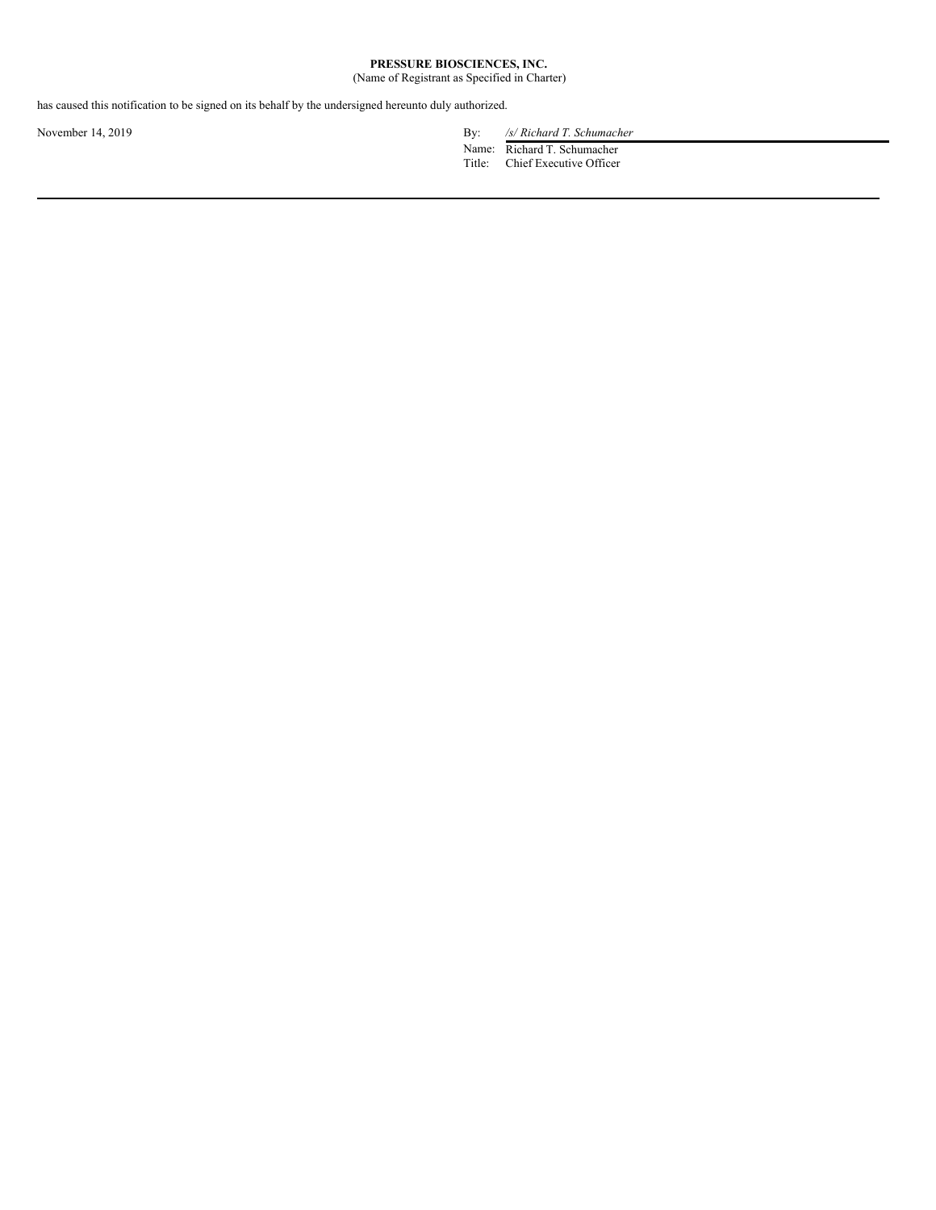**PRESSURE BIOSCIENCES, INC.**

(Name of Registrant as Specified in Charter)

has caused this notification to be signed on its behalf by the undersigned hereunto duly authorized.

November 14, 2019

By: */s/ Richard T. Schumacher*

Name: Richard T. Schumacher

Title: Chief Executive Officer